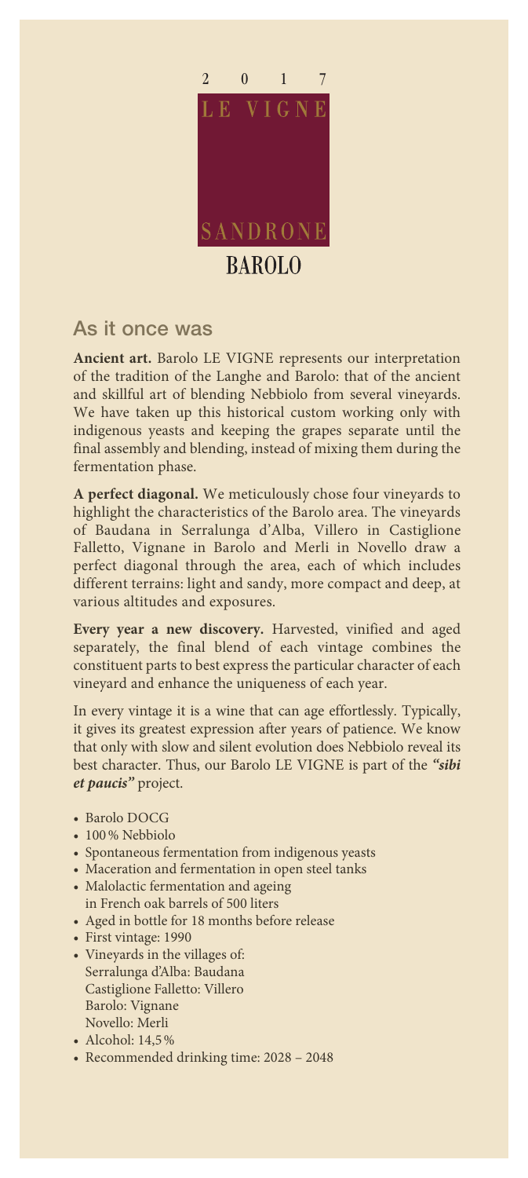2 0 1 7

LE VIGNE

SANDRONE

BAROLO

## As it once was

**Ancient art.** Barolo LE VIGNE represents our interpretation of the tradition of the Langhe and Barolo: that of the ancient and skillful art of blending Nebbiolo from several vineyards. We have taken up this historical custom working only with indigenous yeasts and keeping the grapes separate until the final assembly and blending, instead of mixing them during the fermentation phase.

**A perfect diagonal.** We meticulously chose four vineyards to highlight the characteristics of the Barolo area. The vineyards of Baudana in Serralunga d'Alba, Villero in Castiglione Falletto, Vignane in Barolo and Merli in Novello draw a perfect diagonal through the area, each of which includes different terrains: light and sandy, more compact and deep, at various altitudes and exposures.

**Every year a new discovery.** Harvested, vinified and aged separately, the final blend of each vintage combines the constituent parts to best express the particular character of each vineyard and enhance the uniqueness of each year.

In every vintage it is a wine that can age effortlessly. Typically, it gives its greatest expression after years of patience. We know that only with slow and silent evolution does Nebbiolo reveal its best character. Thus, our Barolo LE VIGNE is part of the ***"sibi et paucis"*** project.

- Barolo DOCG
- 100 % Nebbiolo
- Spontaneous fermentation from indigenous yeasts
- Maceration and fermentation in open steel tanks
- Malolactic fermentation and ageing in French oak barrels of 500 liters
- Aged in bottle for 18 months before release
- First vintage: 1990
- Vineyards in the villages of:
  Serralunga d'Alba: Baudana
  Castiglione Falletto: Villero
  Barolo: Vignane
  Novello: Merli
- Alcohol: 14,5 %
- Recommended drinking time: 2028 – 2048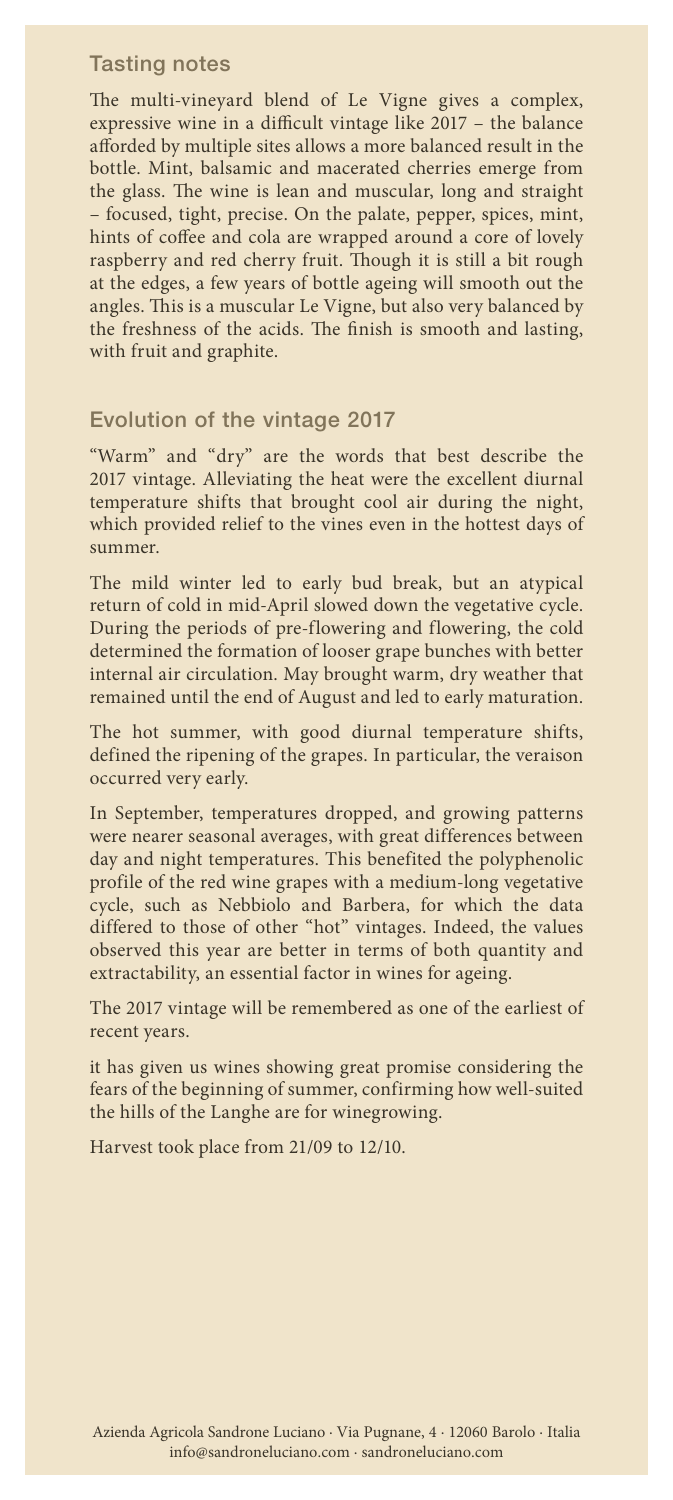## Tasting notes

The multi-vineyard blend of Le Vigne gives a complex, expressive wine in a difficult vintage like 2017 – the balance afforded by multiple sites allows a more balanced result in the bottle. Mint, balsamic and macerated cherries emerge from the glass. The wine is lean and muscular, long and straight – focused, tight, precise. On the palate, pepper, spices, mint, hints of coffee and cola are wrapped around a core of lovely raspberry and red cherry fruit. Though it is still a bit rough at the edges, a few years of bottle ageing will smooth out the angles. This is a muscular Le Vigne, but also very balanced by the freshness of the acids. The finish is smooth and lasting, with fruit and graphite.

## Evolution of the vintage 2017

"Warm" and "dry" are the words that best describe the 2017 vintage. Alleviating the heat were the excellent diurnal temperature shifts that brought cool air during the night, which provided relief to the vines even in the hottest days of summer.

The mild winter led to early bud break, but an atypical return of cold in mid-April slowed down the vegetative cycle. During the periods of pre-flowering and flowering, the cold determined the formation of looser grape bunches with better internal air circulation. May brought warm, dry weather that remained until the end of August and led to early maturation.

The hot summer, with good diurnal temperature shifts, defined the ripening of the grapes. In particular, the veraison occurred very early.

In September, temperatures dropped, and growing patterns were nearer seasonal averages, with great differences between day and night temperatures. This benefited the polyphenolic profile of the red wine grapes with a medium-long vegetative cycle, such as Nebbiolo and Barbera, for which the data differed to those of other "hot" vintages. Indeed, the values observed this year are better in terms of both quantity and extractability, an essential factor in wines for ageing.

The 2017 vintage will be remembered as one of the earliest of recent years.

it has given us wines showing great promise considering the fears of the beginning of summer, confirming how well-suited the hills of the Langhe are for winegrowing.

Harvest took place from 21/09 to 12/10.

Azienda Agricola Sandrone Luciano · Via Pugnane, 4 · 12060 Barolo · Italia
info@sandroneluciano.com · sandroneluciano.com